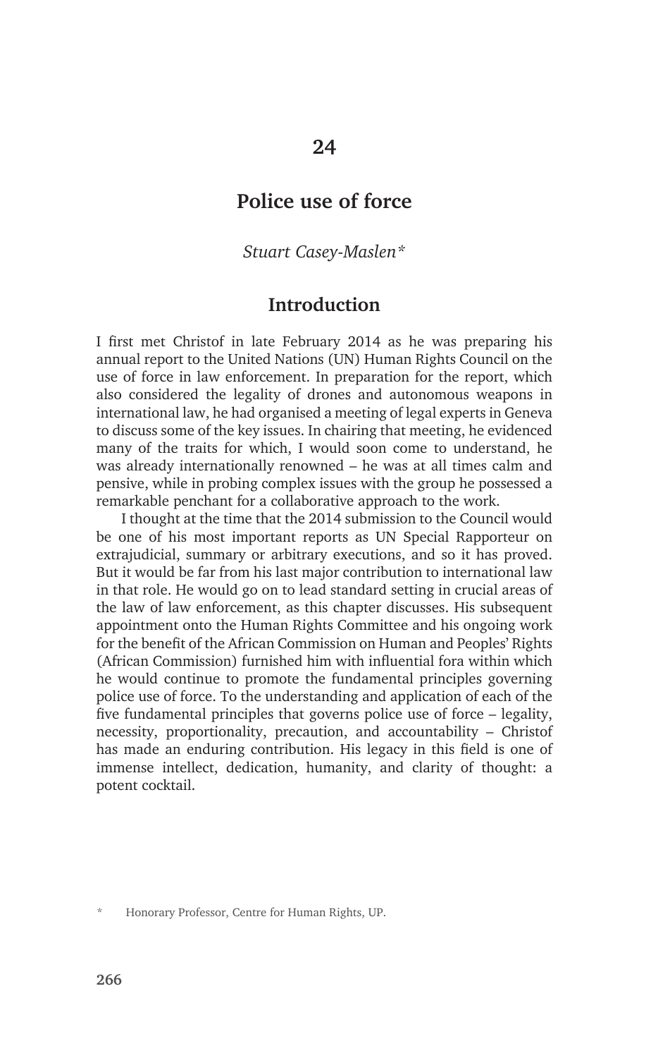# 24

# Police use of force

*Stuart Casey-Maslen**

## Introduction

I first met Christof in late February 2014 as he was preparing his annual report to the United Nations (UN) Human Rights Council on the use of force in law enforcement. In preparation for the report, which also considered the legality of drones and autonomous weapons in international law, he had organised a meeting of legal experts in Geneva to discuss some of the key issues. In chairing that meeting, he evidenced many of the traits for which, I would soon come to understand, he was already internationally renowned – he was at all times calm and pensive, while in probing complex issues with the group he possessed a remarkable penchant for a collaborative approach to the work.

I thought at the time that the 2014 submission to the Council would be one of his most important reports as UN Special Rapporteur on extrajudicial, summary or arbitrary executions, and so it has proved. But it would be far from his last major contribution to international law in that role. He would go on to lead standard setting in crucial areas of the law of law enforcement, as this chapter discusses. His subsequent appointment onto the Human Rights Committee and his ongoing work for the benefit of the African Commission on Human and Peoples' Rights (African Commission) furnished him with influential fora within which he would continue to promote the fundamental principles governing police use of force. To the understanding and application of each of the five fundamental principles that governs police use of force – legality, necessity, proportionality, precaution, and accountability – Christof has made an enduring contribution. His legacy in this field is one of immense intellect, dedication, humanity, and clarity of thought: a potent cocktail.

\* Honorary Professor, Centre for Human Rights, UP.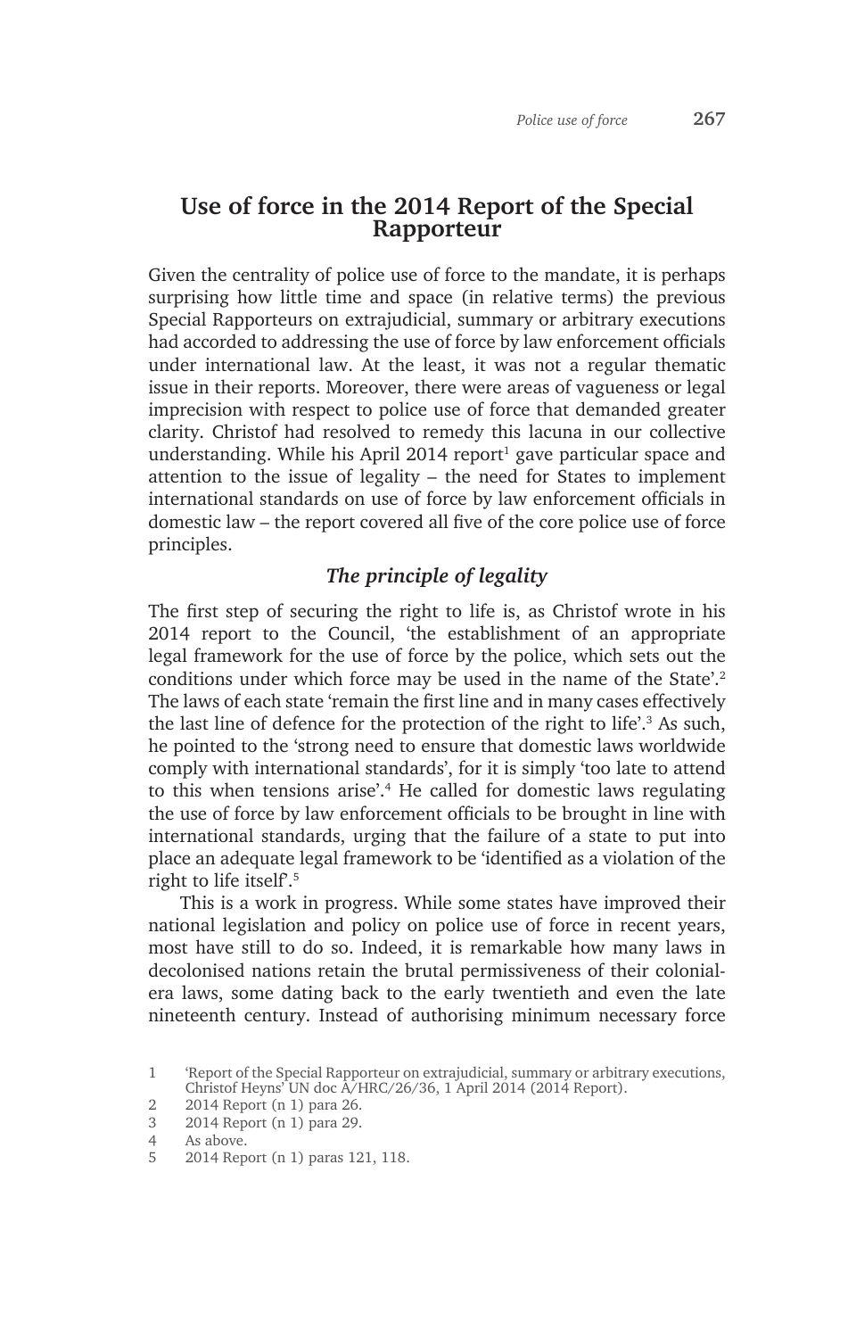## Use of force in the 2014 Report of the Special Rapporteur

Given the centrality of police use of force to the mandate, it is perhaps surprising how little time and space (in relative terms) the previous Special Rapporteurs on extrajudicial, summary or arbitrary executions had accorded to addressing the use of force by law enforcement officials under international law. At the least, it was not a regular thematic issue in their reports. Moreover, there were areas of vagueness or legal imprecision with respect to police use of force that demanded greater clarity. Christof had resolved to remedy this lacuna in our collective understanding. While his April 2014 report[1] gave particular space and attention to the issue of legality – the need for States to implement international standards on use of force by law enforcement officials in domestic law – the report covered all five of the core police use of force principles.

### *The principle of legality*

The first step of securing the right to life is, as Christof wrote in his 2014 report to the Council, 'the establishment of an appropriate legal framework for the use of force by the police, which sets out the conditions under which force may be used in the name of the State'.[2] The laws of each state 'remain the first line and in many cases effectively the last line of defence for the protection of the right to life'.[3] As such, he pointed to the 'strong need to ensure that domestic laws worldwide comply with international standards', for it is simply 'too late to attend to this when tensions arise'.[4] He called for domestic laws regulating the use of force by law enforcement officials to be brought in line with international standards, urging that the failure of a state to put into place an adequate legal framework to be 'identified as a violation of the right to life itself'.[5]

This is a work in progress. While some states have improved their national legislation and policy on police use of force in recent years, most have still to do so. Indeed, it is remarkable how many laws in decolonised nations retain the brutal permissiveness of their colonial-era laws, some dating back to the early twentieth and even the late nineteenth century. Instead of authorising minimum necessary force

---

1 'Report of the Special Rapporteur on extrajudicial, summary or arbitrary executions, Christof Heyns' UN doc A/HRC/26/36, 1 April 2014 (2014 Report).

2 2014 Report (n 1) para 26.

3 2014 Report (n 1) para 29.

4 As above.

5 2014 Report (n 1) paras 121, 118.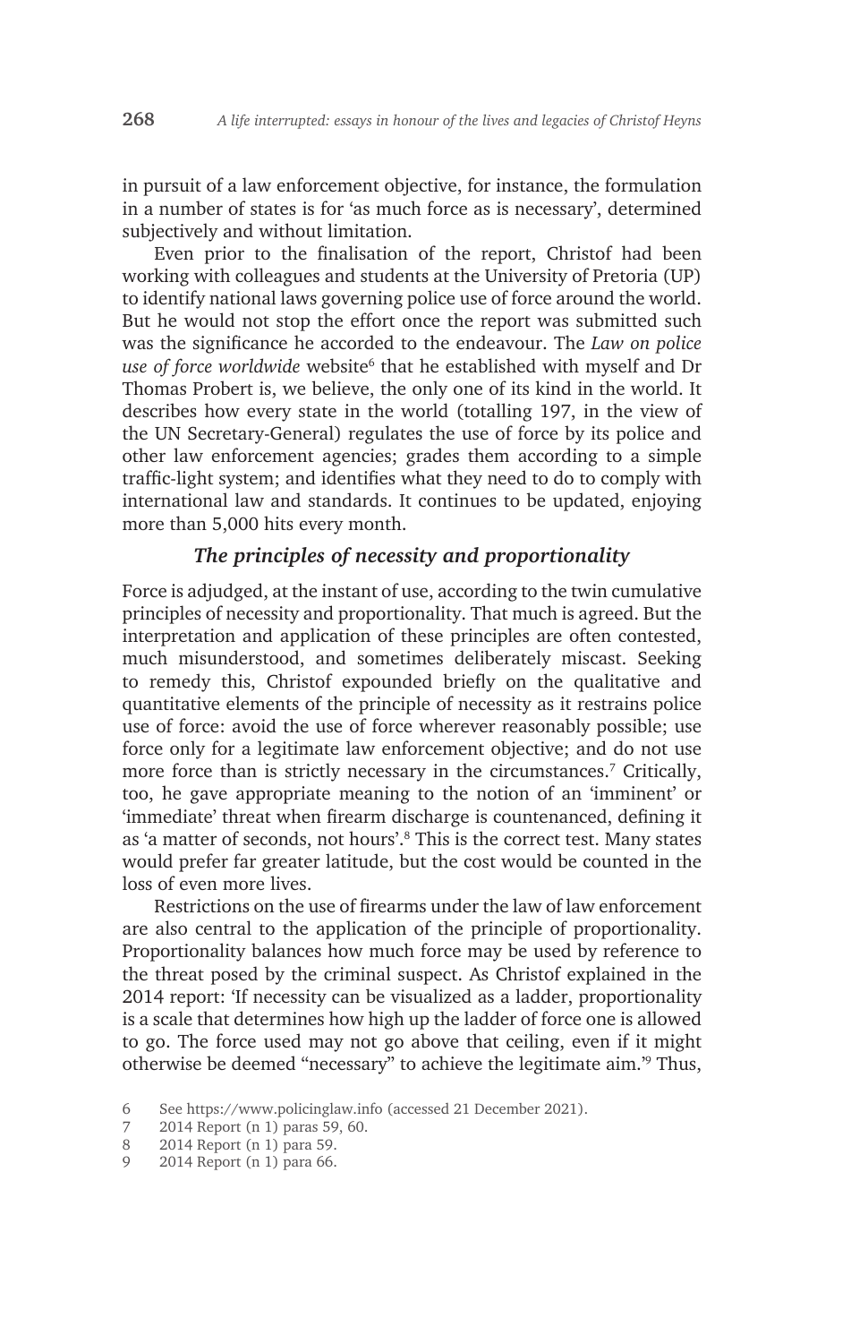in pursuit of a law enforcement objective, for instance, the formulation in a number of states is for 'as much force as is necessary', determined subjectively and without limitation.

Even prior to the finalisation of the report, Christof had been working with colleagues and students at the University of Pretoria (UP) to identify national laws governing police use of force around the world. But he would not stop the effort once the report was submitted such was the significance he accorded to the endeavour. The *Law on police use of force worldwide* website[6] that he established with myself and Dr Thomas Probert is, we believe, the only one of its kind in the world. It describes how every state in the world (totalling 197, in the view of the UN Secretary-General) regulates the use of force by its police and other law enforcement agencies; grades them according to a simple traffic-light system; and identifies what they need to do to comply with international law and standards. It continues to be updated, enjoying more than 5,000 hits every month.

### *The principles of necessity and proportionality*

Force is adjudged, at the instant of use, according to the twin cumulative principles of necessity and proportionality. That much is agreed. But the interpretation and application of these principles are often contested, much misunderstood, and sometimes deliberately miscast. Seeking to remedy this, Christof expounded briefly on the qualitative and quantitative elements of the principle of necessity as it restrains police use of force: avoid the use of force wherever reasonably possible; use force only for a legitimate law enforcement objective; and do not use more force than is strictly necessary in the circumstances.[7] Critically, too, he gave appropriate meaning to the notion of an 'imminent' or 'immediate' threat when firearm discharge is countenanced, defining it as 'a matter of seconds, not hours'.[8] This is the correct test. Many states would prefer far greater latitude, but the cost would be counted in the loss of even more lives.

Restrictions on the use of firearms under the law of law enforcement are also central to the application of the principle of proportionality. Proportionality balances how much force may be used by reference to the threat posed by the criminal suspect. As Christof explained in the 2014 report: 'If necessity can be visualized as a ladder, proportionality is a scale that determines how high up the ladder of force one is allowed to go. The force used may not go above that ceiling, even if it might otherwise be deemed "necessary" to achieve the legitimate aim.'[9] Thus,

6 See https://www.policinglaw.info (accessed 21 December 2021).

7 2014 Report (n 1) paras 59, 60.

8 2014 Report (n 1) para 59.

9 2014 Report (n 1) para 66.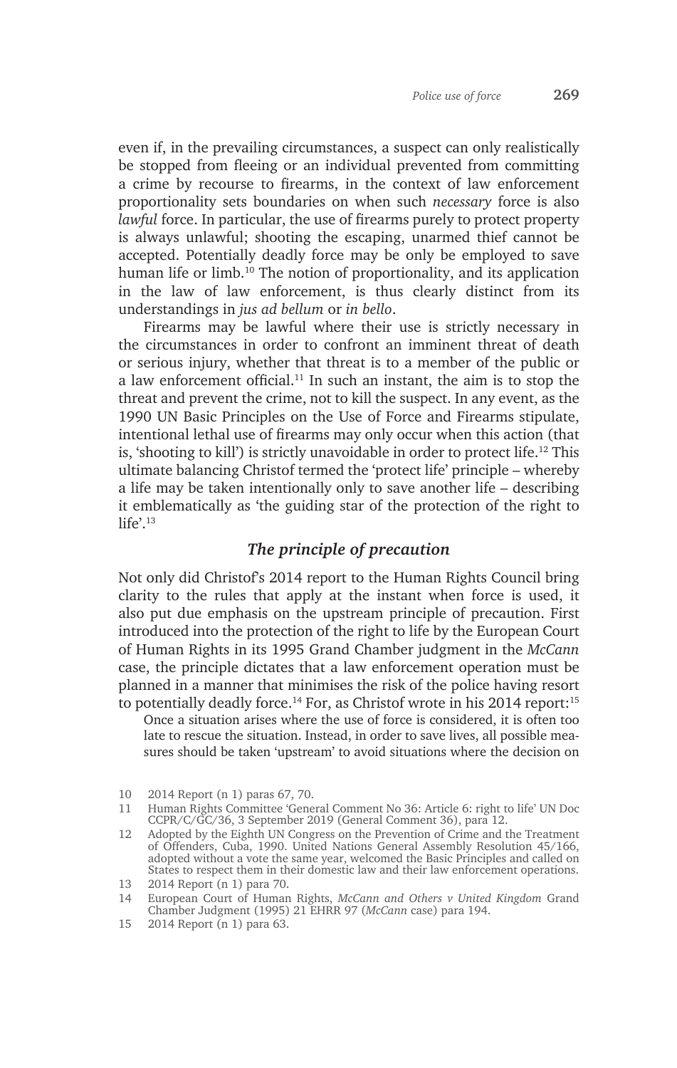even if, in the prevailing circumstances, a suspect can only realistically be stopped from fleeing or an individual prevented from committing a crime by recourse to firearms, in the context of law enforcement proportionality sets boundaries on when such *necessary* force is also *lawful* force. In particular, the use of firearms purely to protect property is always unlawful; shooting the escaping, unarmed thief cannot be accepted. Potentially deadly force may be only be employed to save human life or limb.[10] The notion of proportionality, and its application in the law of law enforcement, is thus clearly distinct from its understandings in *jus ad bellum* or *in bello*.

Firearms may be lawful where their use is strictly necessary in the circumstances in order to confront an imminent threat of death or serious injury, whether that threat is to a member of the public or a law enforcement official.[11] In such an instant, the aim is to stop the threat and prevent the crime, not to kill the suspect. In any event, as the 1990 UN Basic Principles on the Use of Force and Firearms stipulate, intentional lethal use of firearms may only occur when this action (that is, 'shooting to kill') is strictly unavoidable in order to protect life.[12] This ultimate balancing Christof termed the 'protect life' principle – whereby a life may be taken intentionally only to save another life – describing it emblematically as 'the guiding star of the protection of the right to life'.[13]

### *The principle of precaution*

Not only did Christof's 2014 report to the Human Rights Council bring clarity to the rules that apply at the instant when force is used, it also put due emphasis on the upstream principle of precaution. First introduced into the protection of the right to life by the European Court of Human Rights in its 1995 Grand Chamber judgment in the *McCann* case, the principle dictates that a law enforcement operation must be planned in a manner that minimises the risk of the police having resort to potentially deadly force.[14] For, as Christof wrote in his 2014 report:[15]

> Once a situation arises where the use of force is considered, it is often too late to rescue the situation. Instead, in order to save lives, all possible measures should be taken 'upstream' to avoid situations where the decision on

---

10 2014 Report (n 1) paras 67, 70.

11 Human Rights Committee 'General Comment No 36: Article 6: right to life' UN Doc CCPR/C/GC/36, 3 September 2019 (General Comment 36), para 12.

12 Adopted by the Eighth UN Congress on the Prevention of Crime and the Treatment of Offenders, Cuba, 1990. United Nations General Assembly Resolution 45/166, adopted without a vote the same year, welcomed the Basic Principles and called on States to respect them in their domestic law and their law enforcement operations.

13 2014 Report (n 1) para 70.

14 European Court of Human Rights, *McCann and Others v United Kingdom* Grand Chamber Judgment (1995) 21 EHRR 97 (*McCann* case) para 194.

15 2014 Report (n 1) para 63.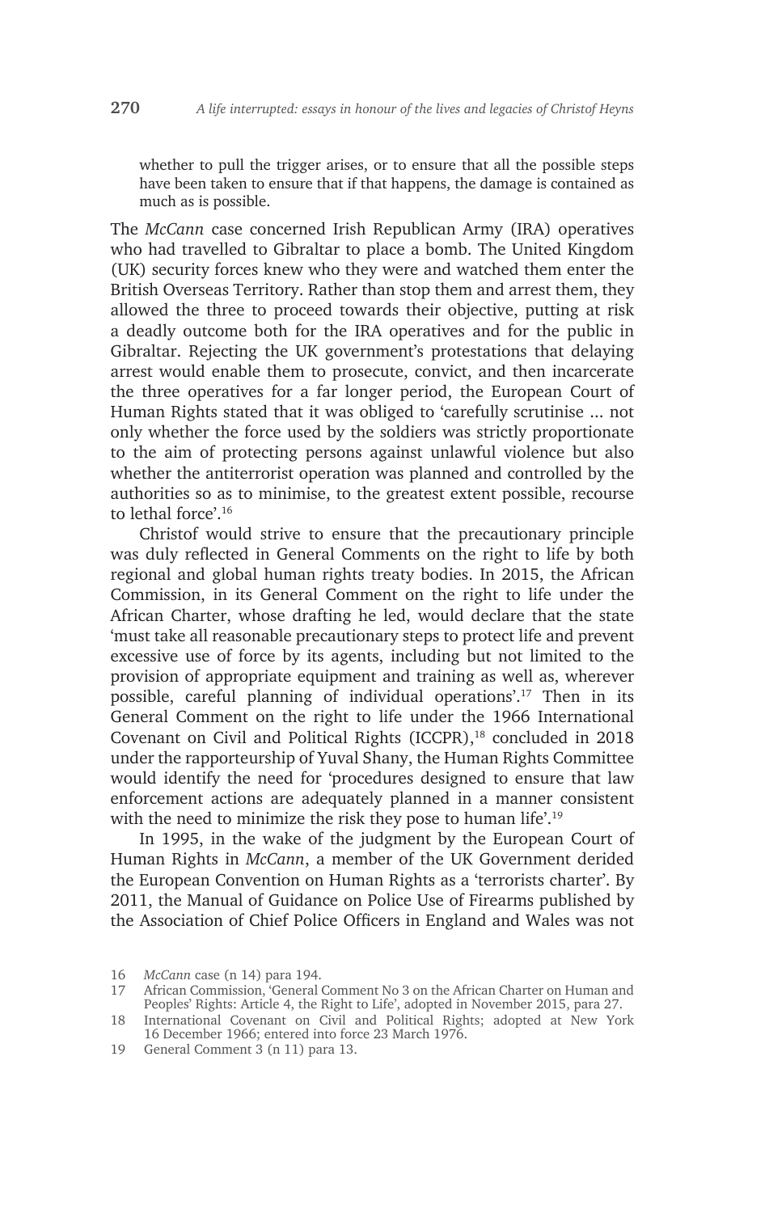whether to pull the trigger arises, or to ensure that all the possible steps have been taken to ensure that if that happens, the damage is contained as much as is possible.

The *McCann* case concerned Irish Republican Army (IRA) operatives who had travelled to Gibraltar to place a bomb. The United Kingdom (UK) security forces knew who they were and watched them enter the British Overseas Territory. Rather than stop them and arrest them, they allowed the three to proceed towards their objective, putting at risk a deadly outcome both for the IRA operatives and for the public in Gibraltar. Rejecting the UK government's protestations that delaying arrest would enable them to prosecute, convict, and then incarcerate the three operatives for a far longer period, the European Court of Human Rights stated that it was obliged to 'carefully scrutinise ... not only whether the force used by the soldiers was strictly proportionate to the aim of protecting persons against unlawful violence but also whether the antiterrorist operation was planned and controlled by the authorities so as to minimise, to the greatest extent possible, recourse to lethal force'.[16]

Christof would strive to ensure that the precautionary principle was duly reflected in General Comments on the right to life by both regional and global human rights treaty bodies. In 2015, the African Commission, in its General Comment on the right to life under the African Charter, whose drafting he led, would declare that the state 'must take all reasonable precautionary steps to protect life and prevent excessive use of force by its agents, including but not limited to the provision of appropriate equipment and training as well as, wherever possible, careful planning of individual operations'.[17] Then in its General Comment on the right to life under the 1966 International Covenant on Civil and Political Rights (ICCPR),[18] concluded in 2018 under the rapporteurship of Yuval Shany, the Human Rights Committee would identify the need for 'procedures designed to ensure that law enforcement actions are adequately planned in a manner consistent with the need to minimize the risk they pose to human life'.[19]

In 1995, in the wake of the judgment by the European Court of Human Rights in *McCann*, a member of the UK Government derided the European Convention on Human Rights as a 'terrorists charter'. By 2011, the Manual of Guidance on Police Use of Firearms published by the Association of Chief Police Officers in England and Wales was not

16 *McCann* case (n 14) para 194.

17 African Commission, 'General Comment No 3 on the African Charter on Human and Peoples' Rights: Article 4, the Right to Life', adopted in November 2015, para 27.

18 International Covenant on Civil and Political Rights; adopted at New York 16 December 1966; entered into force 23 March 1976.

19 General Comment 3 (n 11) para 13.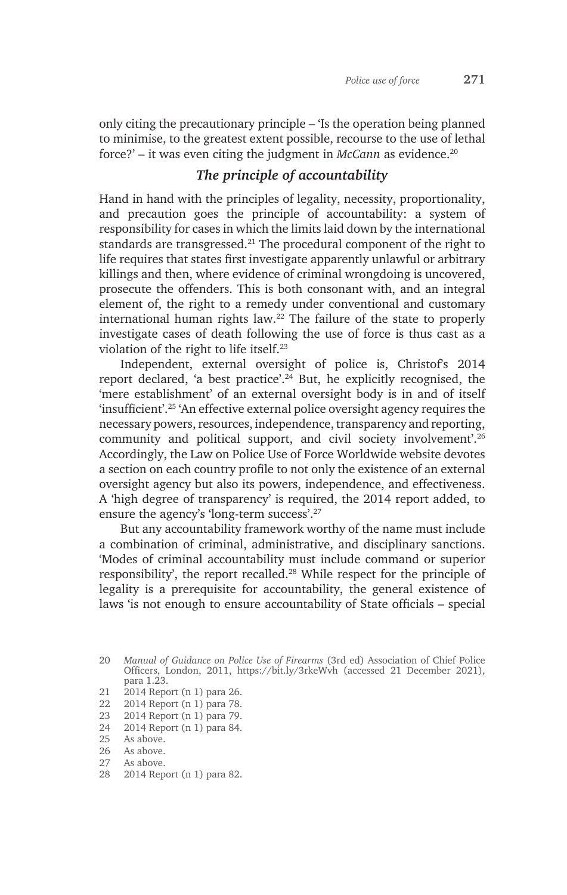only citing the precautionary principle – 'Is the operation being planned to minimise, to the greatest extent possible, recourse to the use of lethal force?' – it was even citing the judgment in *McCann* as evidence.[20]

### *The principle of accountability*

Hand in hand with the principles of legality, necessity, proportionality, and precaution goes the principle of accountability: a system of responsibility for cases in which the limits laid down by the international standards are transgressed.[21] The procedural component of the right to life requires that states first investigate apparently unlawful or arbitrary killings and then, where evidence of criminal wrongdoing is uncovered, prosecute the offenders. This is both consonant with, and an integral element of, the right to a remedy under conventional and customary international human rights law.[22] The failure of the state to properly investigate cases of death following the use of force is thus cast as a violation of the right to life itself.[23]

Independent, external oversight of police is, Christof's 2014 report declared, 'a best practice'.[24] But, he explicitly recognised, the 'mere establishment' of an external oversight body is in and of itself 'insufficient'.[25] 'An effective external police oversight agency requires the necessary powers, resources, independence, transparency and reporting, community and political support, and civil society involvement'.[26] Accordingly, the Law on Police Use of Force Worldwide website devotes a section on each country profile to not only the existence of an external oversight agency but also its powers, independence, and effectiveness. A 'high degree of transparency' is required, the 2014 report added, to ensure the agency's 'long-term success'.[27]

But any accountability framework worthy of the name must include a combination of criminal, administrative, and disciplinary sanctions. 'Modes of criminal accountability must include command or superior responsibility', the report recalled.[28] While respect for the principle of legality is a prerequisite for accountability, the general existence of laws 'is not enough to ensure accountability of State officials – special

---

20 *Manual of Guidance on Police Use of Firearms* (3rd ed) Association of Chief Police Officers, London, 2011, https://bit.ly/3rkeWvh (accessed 21 December 2021), para 1.23.

21 2014 Report (n 1) para 26.

22 2014 Report (n 1) para 78.

23 2014 Report (n 1) para 79.

24 2014 Report (n 1) para 84.

25 As above.

26 As above.

27 As above.

28 2014 Report (n 1) para 82.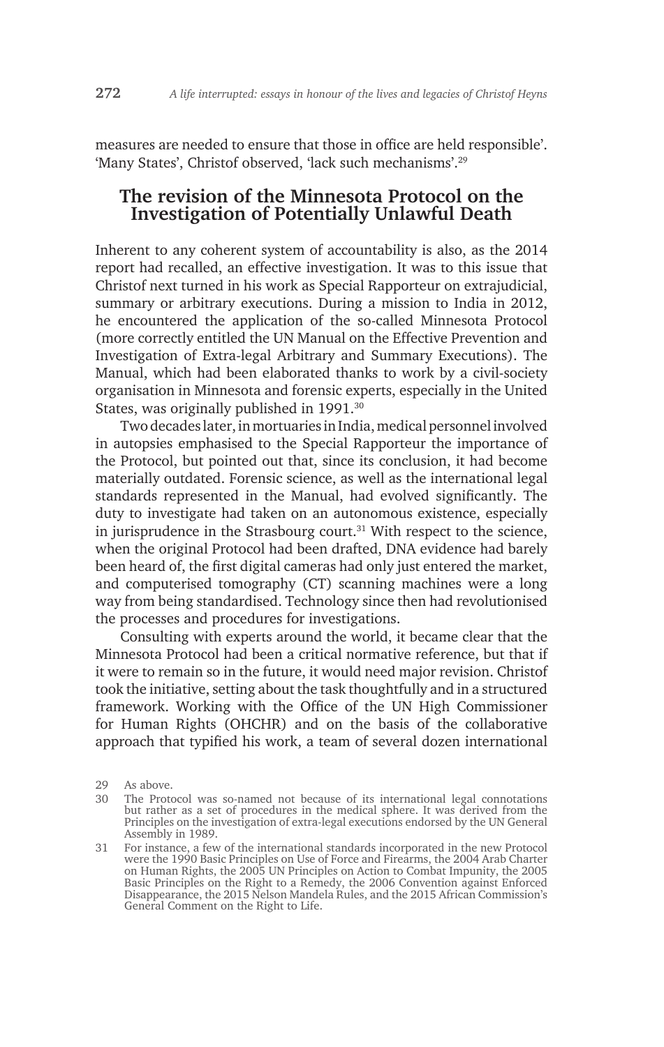measures are needed to ensure that those in office are held responsible'. 'Many States', Christof observed, 'lack such mechanisms'.[29]

## The revision of the Minnesota Protocol on the Investigation of Potentially Unlawful Death

Inherent to any coherent system of accountability is also, as the 2014 report had recalled, an effective investigation. It was to this issue that Christof next turned in his work as Special Rapporteur on extrajudicial, summary or arbitrary executions. During a mission to India in 2012, he encountered the application of the so-called Minnesota Protocol (more correctly entitled the UN Manual on the Effective Prevention and Investigation of Extra-legal Arbitrary and Summary Executions). The Manual, which had been elaborated thanks to work by a civil-society organisation in Minnesota and forensic experts, especially in the United States, was originally published in 1991.[30]

Two decades later, in mortuaries in India, medical personnel involved in autopsies emphasised to the Special Rapporteur the importance of the Protocol, but pointed out that, since its conclusion, it had become materially outdated. Forensic science, as well as the international legal standards represented in the Manual, had evolved significantly. The duty to investigate had taken on an autonomous existence, especially in jurisprudence in the Strasbourg court.[31] With respect to the science, when the original Protocol had been drafted, DNA evidence had barely been heard of, the first digital cameras had only just entered the market, and computerised tomography (CT) scanning machines were a long way from being standardised. Technology since then had revolutionised the processes and procedures for investigations.

Consulting with experts around the world, it became clear that the Minnesota Protocol had been a critical normative reference, but that if it were to remain so in the future, it would need major revision. Christof took the initiative, setting about the task thoughtfully and in a structured framework. Working with the Office of the UN High Commissioner for Human Rights (OHCHR) and on the basis of the collaborative approach that typified his work, a team of several dozen international

29 As above.

30 The Protocol was so-named not because of its international legal connotations but rather as a set of procedures in the medical sphere. It was derived from the Principles on the investigation of extra-legal executions endorsed by the UN General Assembly in 1989.

31 For instance, a few of the international standards incorporated in the new Protocol were the 1990 Basic Principles on Use of Force and Firearms, the 2004 Arab Charter on Human Rights, the 2005 UN Principles on Action to Combat Impunity, the 2005 Basic Principles on the Right to a Remedy, the 2006 Convention against Enforced Disappearance, the 2015 Nelson Mandela Rules, and the 2015 African Commission's General Comment on the Right to Life.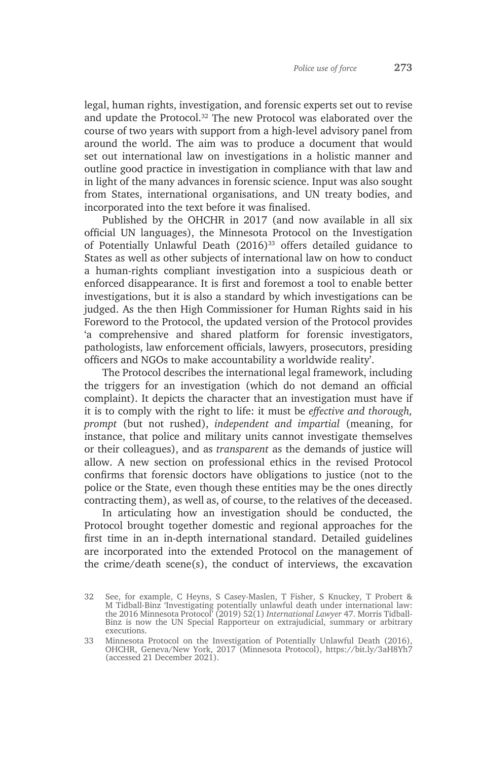legal, human rights, investigation, and forensic experts set out to revise and update the Protocol.[32] The new Protocol was elaborated over the course of two years with support from a high-level advisory panel from around the world. The aim was to produce a document that would set out international law on investigations in a holistic manner and outline good practice in investigation in compliance with that law and in light of the many advances in forensic science. Input was also sought from States, international organisations, and UN treaty bodies, and incorporated into the text before it was finalised.

Published by the OHCHR in 2017 (and now available in all six official UN languages), the Minnesota Protocol on the Investigation of Potentially Unlawful Death (2016)[33] offers detailed guidance to States as well as other subjects of international law on how to conduct a human-rights compliant investigation into a suspicious death or enforced disappearance. It is first and foremost a tool to enable better investigations, but it is also a standard by which investigations can be judged. As the then High Commissioner for Human Rights said in his Foreword to the Protocol, the updated version of the Protocol provides 'a comprehensive and shared platform for forensic investigators, pathologists, law enforcement officials, lawyers, prosecutors, presiding officers and NGOs to make accountability a worldwide reality'.

The Protocol describes the international legal framework, including the triggers for an investigation (which do not demand an official complaint). It depicts the character that an investigation must have if it is to comply with the right to life: it must be *effective and thorough, prompt* (but not rushed), *independent and impartial* (meaning, for instance, that police and military units cannot investigate themselves or their colleagues), and as *transparent* as the demands of justice will allow. A new section on professional ethics in the revised Protocol confirms that forensic doctors have obligations to justice (not to the police or the State, even though these entities may be the ones directly contracting them), as well as, of course, to the relatives of the deceased.

In articulating how an investigation should be conducted, the Protocol brought together domestic and regional approaches for the first time in an in-depth international standard. Detailed guidelines are incorporated into the extended Protocol on the management of the crime/death scene(s), the conduct of interviews, the excavation

32 See, for example, C Heyns, S Casey-Maslen, T Fisher, S Knuckey, T Probert & M Tidball-Binz 'Investigating potentially unlawful death under international law: the 2016 Minnesota Protocol' (2019) 52(1) *International Lawyer* 47. Morris Tidball-Binz is now the UN Special Rapporteur on extrajudicial, summary or arbitrary executions.

33 Minnesota Protocol on the Investigation of Potentially Unlawful Death (2016), OHCHR, Geneva/New York, 2017 (Minnesota Protocol), https://bit.ly/3aH8Yh7 (accessed 21 December 2021).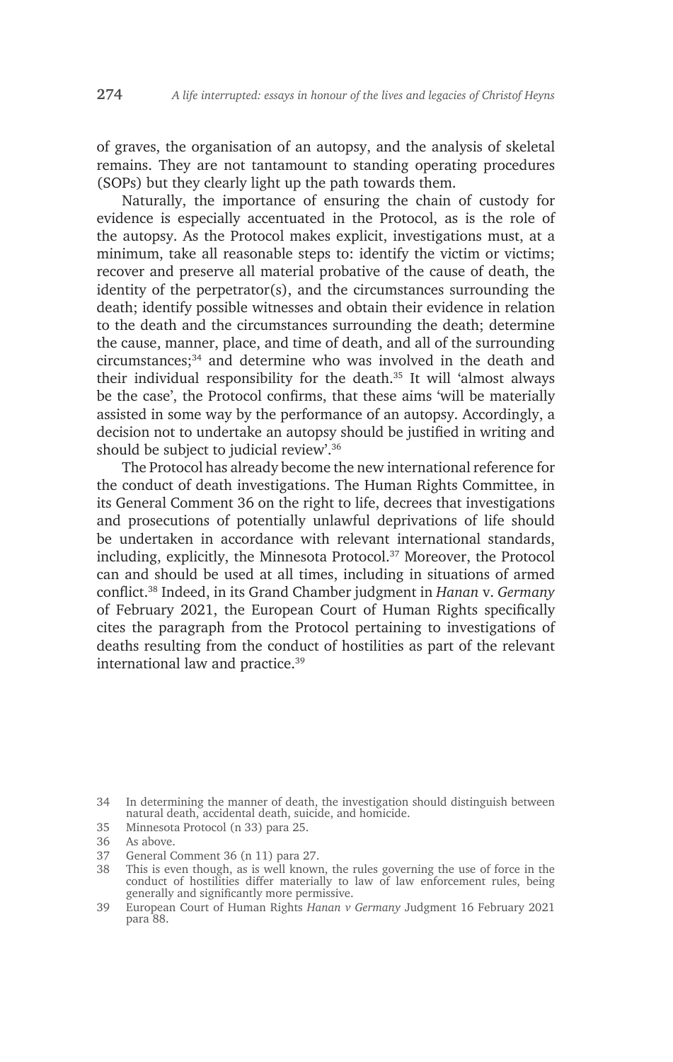of graves, the organisation of an autopsy, and the analysis of skeletal remains. They are not tantamount to standing operating procedures (SOPs) but they clearly light up the path towards them.

Naturally, the importance of ensuring the chain of custody for evidence is especially accentuated in the Protocol, as is the role of the autopsy. As the Protocol makes explicit, investigations must, at a minimum, take all reasonable steps to: identify the victim or victims; recover and preserve all material probative of the cause of death, the identity of the perpetrator(s), and the circumstances surrounding the death; identify possible witnesses and obtain their evidence in relation to the death and the circumstances surrounding the death; determine the cause, manner, place, and time of death, and all of the surrounding circumstances;[34] and determine who was involved in the death and their individual responsibility for the death.[35] It will 'almost always be the case', the Protocol confirms, that these aims 'will be materially assisted in some way by the performance of an autopsy. Accordingly, a decision not to undertake an autopsy should be justified in writing and should be subject to judicial review'.[36]

The Protocol has already become the new international reference for the conduct of death investigations. The Human Rights Committee, in its General Comment 36 on the right to life, decrees that investigations and prosecutions of potentially unlawful deprivations of life should be undertaken in accordance with relevant international standards, including, explicitly, the Minnesota Protocol.[37] Moreover, the Protocol can and should be used at all times, including in situations of armed conflict.[38] Indeed, in its Grand Chamber judgment in *Hanan* v. *Germany* of February 2021, the European Court of Human Rights specifically cites the paragraph from the Protocol pertaining to investigations of deaths resulting from the conduct of hostilities as part of the relevant international law and practice.[39]

---

34 In determining the manner of death, the investigation should distinguish between natural death, accidental death, suicide, and homicide.

35 Minnesota Protocol (n 33) para 25.

36 As above.

37 General Comment 36 (n 11) para 27.

38 This is even though, as is well known, the rules governing the use of force in the conduct of hostilities differ materially to law of law enforcement rules, being generally and significantly more permissive.

39 European Court of Human Rights *Hanan v Germany* Judgment 16 February 2021 para 88.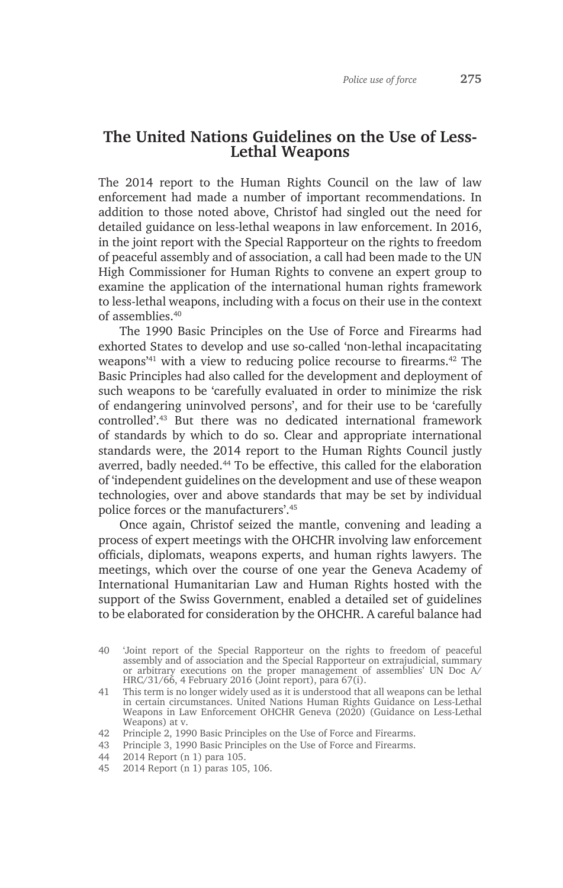## The United Nations Guidelines on the Use of Less-Lethal Weapons

The 2014 report to the Human Rights Council on the law of law enforcement had made a number of important recommendations. In addition to those noted above, Christof had singled out the need for detailed guidance on less-lethal weapons in law enforcement. In 2016, in the joint report with the Special Rapporteur on the rights to freedom of peaceful assembly and of association, a call had been made to the UN High Commissioner for Human Rights to convene an expert group to examine the application of the international human rights framework to less-lethal weapons, including with a focus on their use in the context of assemblies.[40]

The 1990 Basic Principles on the Use of Force and Firearms had exhorted States to develop and use so-called 'non-lethal incapacitating weapons'[41] with a view to reducing police recourse to firearms.[42] The Basic Principles had also called for the development and deployment of such weapons to be 'carefully evaluated in order to minimize the risk of endangering uninvolved persons', and for their use to be 'carefully controlled'.[43] But there was no dedicated international framework of standards by which to do so. Clear and appropriate international standards were, the 2014 report to the Human Rights Council justly averred, badly needed.[44] To be effective, this called for the elaboration of 'independent guidelines on the development and use of these weapon technologies, over and above standards that may be set by individual police forces or the manufacturers'.[45]

Once again, Christof seized the mantle, convening and leading a process of expert meetings with the OHCHR involving law enforcement officials, diplomats, weapons experts, and human rights lawyers. The meetings, which over the course of one year the Geneva Academy of International Humanitarian Law and Human Rights hosted with the support of the Swiss Government, enabled a detailed set of guidelines to be elaborated for consideration by the OHCHR. A careful balance had

---

40 'Joint report of the Special Rapporteur on the rights to freedom of peaceful assembly and of association and the Special Rapporteur on extrajudicial, summary or arbitrary executions on the proper management of assemblies' UN Doc A/HRC/31/66, 4 February 2016 (Joint report), para 67(i).

41 This term is no longer widely used as it is understood that all weapons can be lethal in certain circumstances. United Nations Human Rights Guidance on Less-Lethal Weapons in Law Enforcement OHCHR Geneva (2020) (Guidance on Less-Lethal Weapons) at v.

42 Principle 2, 1990 Basic Principles on the Use of Force and Firearms.

43 Principle 3, 1990 Basic Principles on the Use of Force and Firearms.

44 2014 Report (n 1) para 105.

45 2014 Report (n 1) paras 105, 106.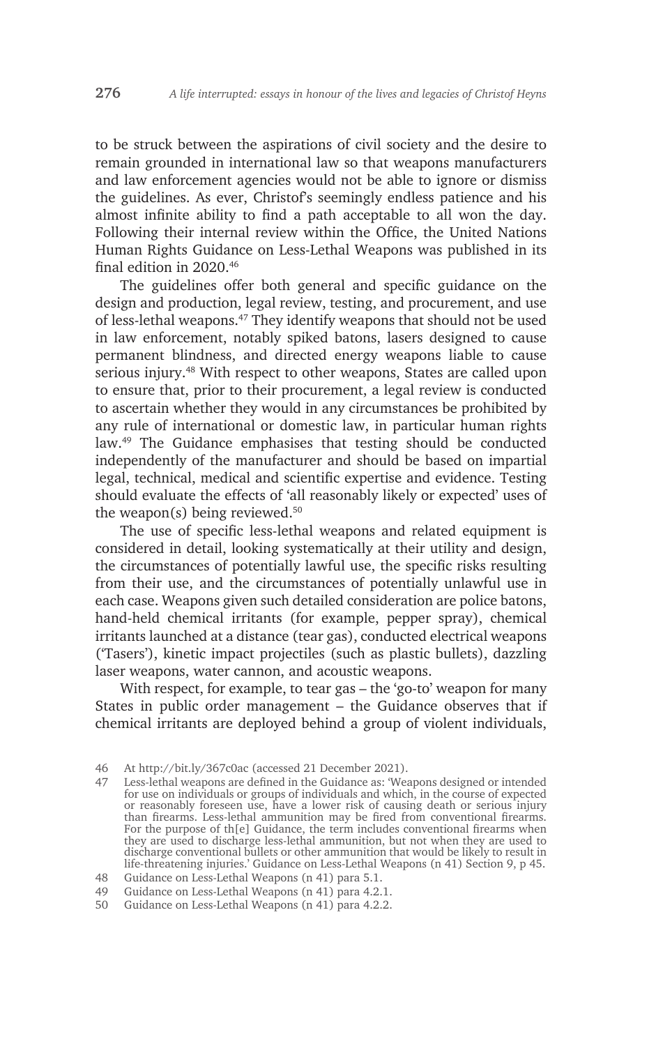to be struck between the aspirations of civil society and the desire to remain grounded in international law so that weapons manufacturers and law enforcement agencies would not be able to ignore or dismiss the guidelines. As ever, Christof's seemingly endless patience and his almost infinite ability to find a path acceptable to all won the day. Following their internal review within the Office, the United Nations Human Rights Guidance on Less-Lethal Weapons was published in its final edition in 2020.[46]

The guidelines offer both general and specific guidance on the design and production, legal review, testing, and procurement, and use of less-lethal weapons.[47] They identify weapons that should not be used in law enforcement, notably spiked batons, lasers designed to cause permanent blindness, and directed energy weapons liable to cause serious injury.[48] With respect to other weapons, States are called upon to ensure that, prior to their procurement, a legal review is conducted to ascertain whether they would in any circumstances be prohibited by any rule of international or domestic law, in particular human rights law.[49] The Guidance emphasises that testing should be conducted independently of the manufacturer and should be based on impartial legal, technical, medical and scientific expertise and evidence. Testing should evaluate the effects of 'all reasonably likely or expected' uses of the weapon(s) being reviewed.[50]

The use of specific less-lethal weapons and related equipment is considered in detail, looking systematically at their utility and design, the circumstances of potentially lawful use, the specific risks resulting from their use, and the circumstances of potentially unlawful use in each case. Weapons given such detailed consideration are police batons, hand-held chemical irritants (for example, pepper spray), chemical irritants launched at a distance (tear gas), conducted electrical weapons ('Tasers'), kinetic impact projectiles (such as plastic bullets), dazzling laser weapons, water cannon, and acoustic weapons.

With respect, for example, to tear gas – the 'go-to' weapon for many States in public order management – the Guidance observes that if chemical irritants are deployed behind a group of violent individuals,

---

46 At http://bit.ly/367c0ac (accessed 21 December 2021).

47 Less-lethal weapons are defined in the Guidance as: 'Weapons designed or intended for use on individuals or groups of individuals and which, in the course of expected or reasonably foreseen use, have a lower risk of causing death or serious injury than firearms. Less-lethal ammunition may be fired from conventional firearms. For the purpose of th[e] Guidance, the term includes conventional firearms when they are used to discharge less-lethal ammunition, but not when they are used to discharge conventional bullets or other ammunition that would be likely to result in life-threatening injuries.' Guidance on Less-Lethal Weapons (n 41) Section 9, p 45.

48 Guidance on Less-Lethal Weapons (n 41) para 5.1.

49 Guidance on Less-Lethal Weapons (n 41) para 4.2.1.

50 Guidance on Less-Lethal Weapons (n 41) para 4.2.2.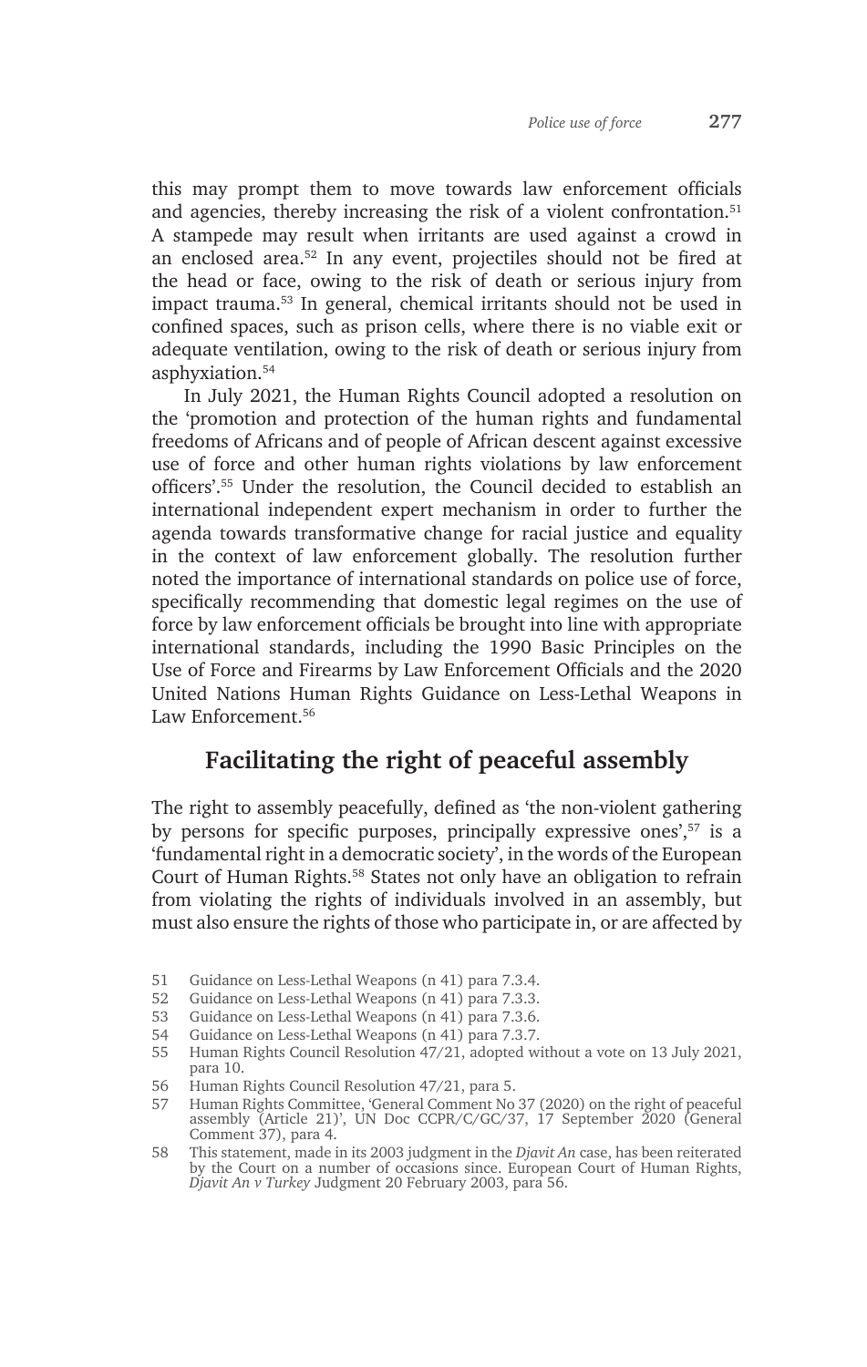this may prompt them to move towards law enforcement officials and agencies, thereby increasing the risk of a violent confrontation.[51] A stampede may result when irritants are used against a crowd in an enclosed area.[52] In any event, projectiles should not be fired at the head or face, owing to the risk of death or serious injury from impact trauma.[53] In general, chemical irritants should not be used in confined spaces, such as prison cells, where there is no viable exit or adequate ventilation, owing to the risk of death or serious injury from asphyxiation.[54]

In July 2021, the Human Rights Council adopted a resolution on the 'promotion and protection of the human rights and fundamental freedoms of Africans and of people of African descent against excessive use of force and other human rights violations by law enforcement officers'.[55] Under the resolution, the Council decided to establish an international independent expert mechanism in order to further the agenda towards transformative change for racial justice and equality in the context of law enforcement globally. The resolution further noted the importance of international standards on police use of force, specifically recommending that domestic legal regimes on the use of force by law enforcement officials be brought into line with appropriate international standards, including the 1990 Basic Principles on the Use of Force and Firearms by Law Enforcement Officials and the 2020 United Nations Human Rights Guidance on Less-Lethal Weapons in Law Enforcement.[56]

## Facilitating the right of peaceful assembly

The right to assembly peacefully, defined as 'the non-violent gathering by persons for specific purposes, principally expressive ones',[57] is a 'fundamental right in a democratic society', in the words of the European Court of Human Rights.[58] States not only have an obligation to refrain from violating the rights of individuals involved in an assembly, but must also ensure the rights of those who participate in, or are affected by

51 Guidance on Less-Lethal Weapons (n 41) para 7.3.4.

52 Guidance on Less-Lethal Weapons (n 41) para 7.3.3.

53 Guidance on Less-Lethal Weapons (n 41) para 7.3.6.

54 Guidance on Less-Lethal Weapons (n 41) para 7.3.7.

55 Human Rights Council Resolution 47/21, adopted without a vote on 13 July 2021, para 10.

56 Human Rights Council Resolution 47/21, para 5.

57 Human Rights Committee, 'General Comment No 37 (2020) on the right of peaceful assembly (Article 21)', UN Doc CCPR/C/GC/37, 17 September 2020 (General Comment 37), para 4.

58 This statement, made in its 2003 judgment in the *Djavit An* case, has been reiterated by the Court on a number of occasions since. European Court of Human Rights, *Djavit An v Turkey* Judgment 20 February 2003, para 56.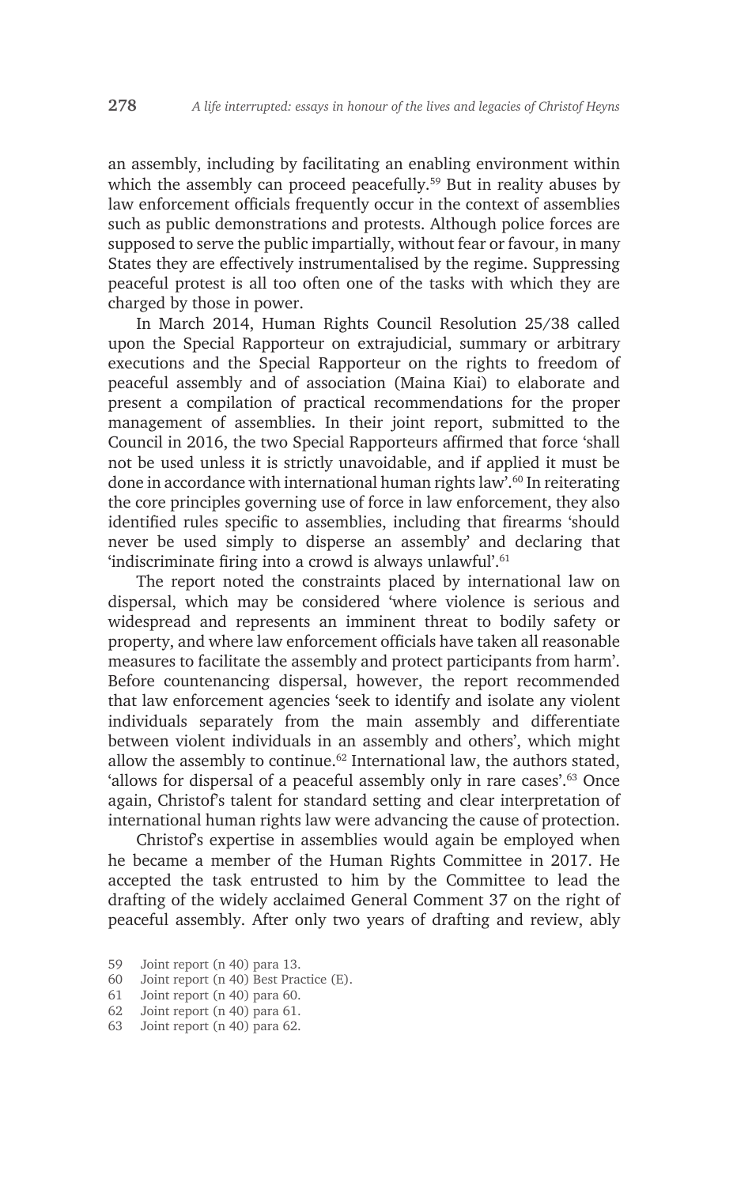an assembly, including by facilitating an enabling environment within which the assembly can proceed peacefully.[59] But in reality abuses by law enforcement officials frequently occur in the context of assemblies such as public demonstrations and protests. Although police forces are supposed to serve the public impartially, without fear or favour, in many States they are effectively instrumentalised by the regime. Suppressing peaceful protest is all too often one of the tasks with which they are charged by those in power.

In March 2014, Human Rights Council Resolution 25/38 called upon the Special Rapporteur on extrajudicial, summary or arbitrary executions and the Special Rapporteur on the rights to freedom of peaceful assembly and of association (Maina Kiai) to elaborate and present a compilation of practical recommendations for the proper management of assemblies. In their joint report, submitted to the Council in 2016, the two Special Rapporteurs affirmed that force 'shall not be used unless it is strictly unavoidable, and if applied it must be done in accordance with international human rights law'.[60] In reiterating the core principles governing use of force in law enforcement, they also identified rules specific to assemblies, including that firearms 'should never be used simply to disperse an assembly' and declaring that 'indiscriminate firing into a crowd is always unlawful'.[61]

The report noted the constraints placed by international law on dispersal, which may be considered 'where violence is serious and widespread and represents an imminent threat to bodily safety or property, and where law enforcement officials have taken all reasonable measures to facilitate the assembly and protect participants from harm'. Before countenancing dispersal, however, the report recommended that law enforcement agencies 'seek to identify and isolate any violent individuals separately from the main assembly and differentiate between violent individuals in an assembly and others', which might allow the assembly to continue.[62] International law, the authors stated, 'allows for dispersal of a peaceful assembly only in rare cases'.[63] Once again, Christof's talent for standard setting and clear interpretation of international human rights law were advancing the cause of protection.

Christof's expertise in assemblies would again be employed when he became a member of the Human Rights Committee in 2017. He accepted the task entrusted to him by the Committee to lead the drafting of the widely acclaimed General Comment 37 on the right of peaceful assembly. After only two years of drafting and review, ably

59 Joint report (n 40) para 13.
60 Joint report (n 40) Best Practice (E).
61 Joint report (n 40) para 60.
62 Joint report (n 40) para 61.
63 Joint report (n 40) para 62.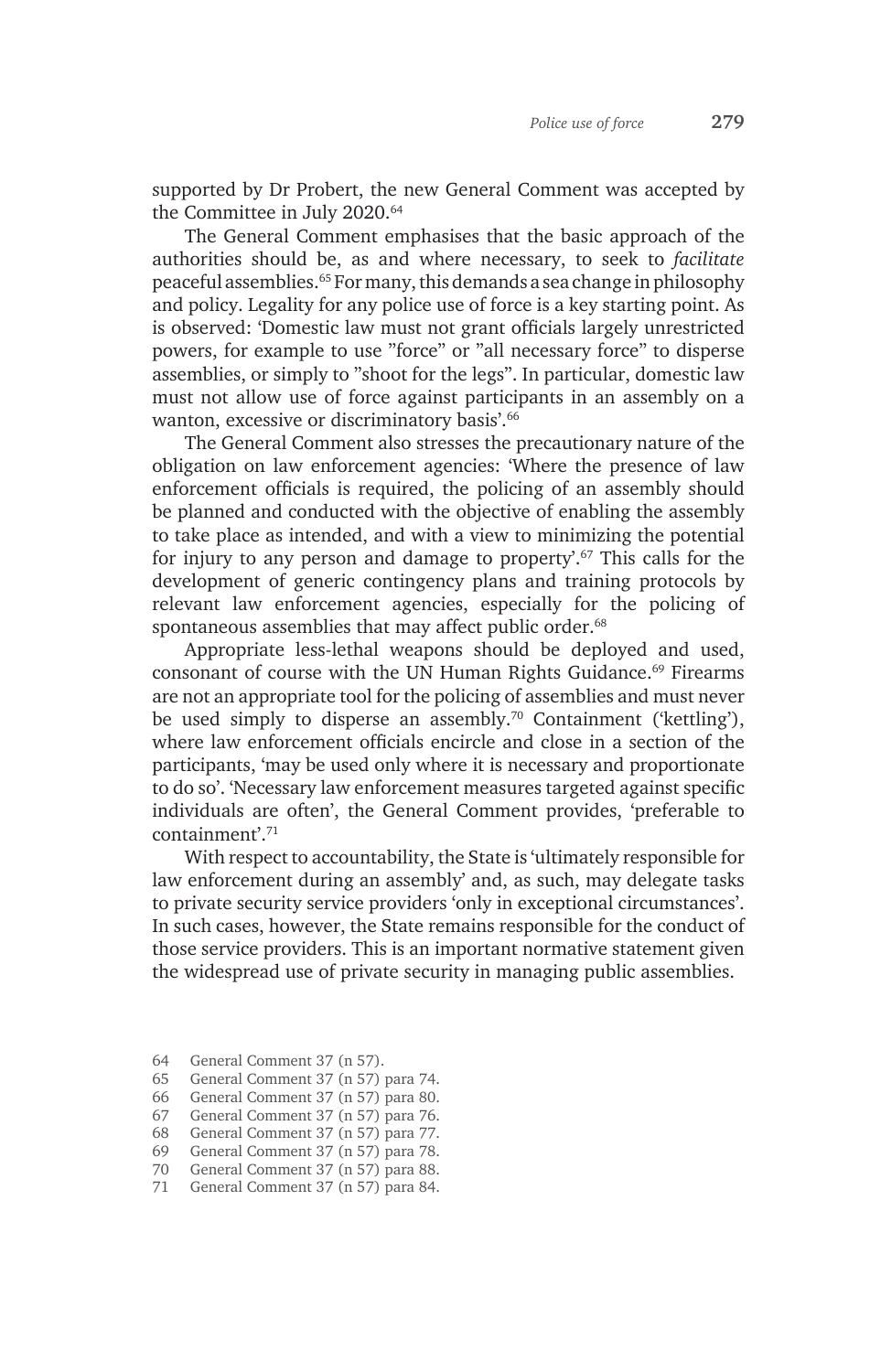supported by Dr Probert, the new General Comment was accepted by the Committee in July 2020.[64]

The General Comment emphasises that the basic approach of the authorities should be, as and where necessary, to seek to *facilitate* peaceful assemblies.[65] For many, this demands a sea change in philosophy and policy. Legality for any police use of force is a key starting point. As is observed: 'Domestic law must not grant officials largely unrestricted powers, for example to use "force" or "all necessary force" to disperse assemblies, or simply to "shoot for the legs". In particular, domestic law must not allow use of force against participants in an assembly on a wanton, excessive or discriminatory basis'.[66]

The General Comment also stresses the precautionary nature of the obligation on law enforcement agencies: 'Where the presence of law enforcement officials is required, the policing of an assembly should be planned and conducted with the objective of enabling the assembly to take place as intended, and with a view to minimizing the potential for injury to any person and damage to property'.[67] This calls for the development of generic contingency plans and training protocols by relevant law enforcement agencies, especially for the policing of spontaneous assemblies that may affect public order.[68]

Appropriate less-lethal weapons should be deployed and used, consonant of course with the UN Human Rights Guidance.[69] Firearms are not an appropriate tool for the policing of assemblies and must never be used simply to disperse an assembly.[70] Containment ('kettling'), where law enforcement officials encircle and close in a section of the participants, 'may be used only where it is necessary and proportionate to do so'. 'Necessary law enforcement measures targeted against specific individuals are often', the General Comment provides, 'preferable to containment'.[71]

With respect to accountability, the State is 'ultimately responsible for law enforcement during an assembly' and, as such, may delegate tasks to private security service providers 'only in exceptional circumstances'. In such cases, however, the State remains responsible for the conduct of those service providers. This is an important normative statement given the widespread use of private security in managing public assemblies.

64 General Comment 37 (n 57).
65 General Comment 37 (n 57) para 74.
66 General Comment 37 (n 57) para 80.
67 General Comment 37 (n 57) para 76.
68 General Comment 37 (n 57) para 77.
69 General Comment 37 (n 57) para 78.
70 General Comment 37 (n 57) para 88.
71 General Comment 37 (n 57) para 84.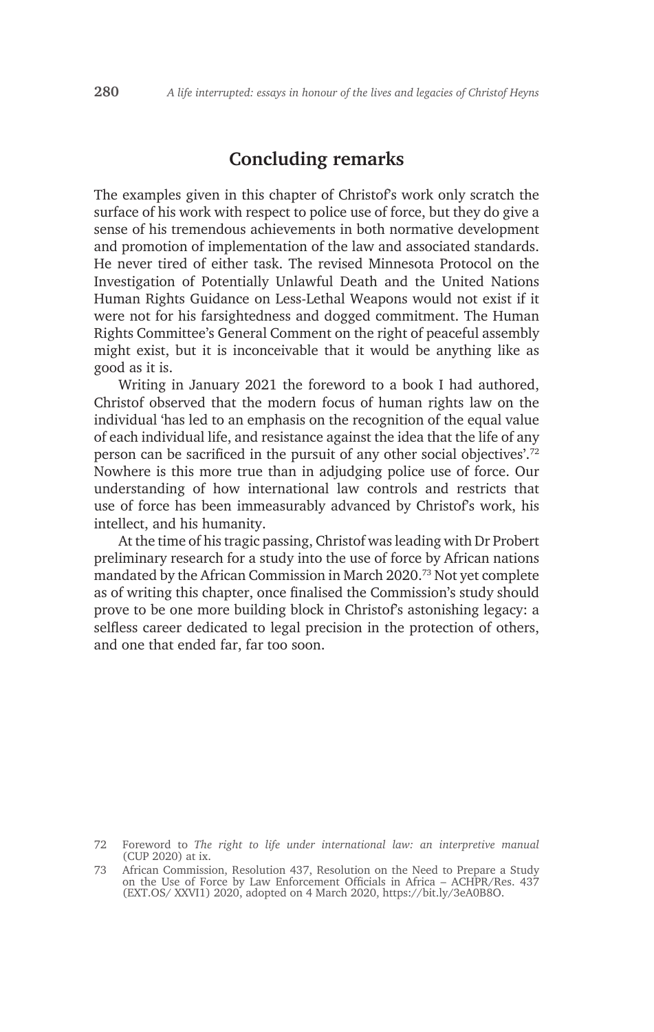## Concluding remarks

The examples given in this chapter of Christof's work only scratch the surface of his work with respect to police use of force, but they do give a sense of his tremendous achievements in both normative development and promotion of implementation of the law and associated standards. He never tired of either task. The revised Minnesota Protocol on the Investigation of Potentially Unlawful Death and the United Nations Human Rights Guidance on Less-Lethal Weapons would not exist if it were not for his farsightedness and dogged commitment. The Human Rights Committee's General Comment on the right of peaceful assembly might exist, but it is inconceivable that it would be anything like as good as it is.

Writing in January 2021 the foreword to a book I had authored, Christof observed that the modern focus of human rights law on the individual 'has led to an emphasis on the recognition of the equal value of each individual life, and resistance against the idea that the life of any person can be sacrificed in the pursuit of any other social objectives'.[72] Nowhere is this more true than in adjudging police use of force. Our understanding of how international law controls and restricts that use of force has been immeasurably advanced by Christof's work, his intellect, and his humanity.

At the time of his tragic passing, Christof was leading with Dr Probert preliminary research for a study into the use of force by African nations mandated by the African Commission in March 2020.[73] Not yet complete as of writing this chapter, once finalised the Commission's study should prove to be one more building block in Christof's astonishing legacy: a selfless career dedicated to legal precision in the protection of others, and one that ended far, far too soon.

72 Foreword to *The right to life under international law: an interpretive manual* (CUP 2020) at ix.

73 African Commission, Resolution 437, Resolution on the Need to Prepare a Study on the Use of Force by Law Enforcement Officials in Africa – ACHPR/Res. 437 (EXT.OS/ XXVI1) 2020, adopted on 4 March 2020, https://bit.ly/3eA0B8O.